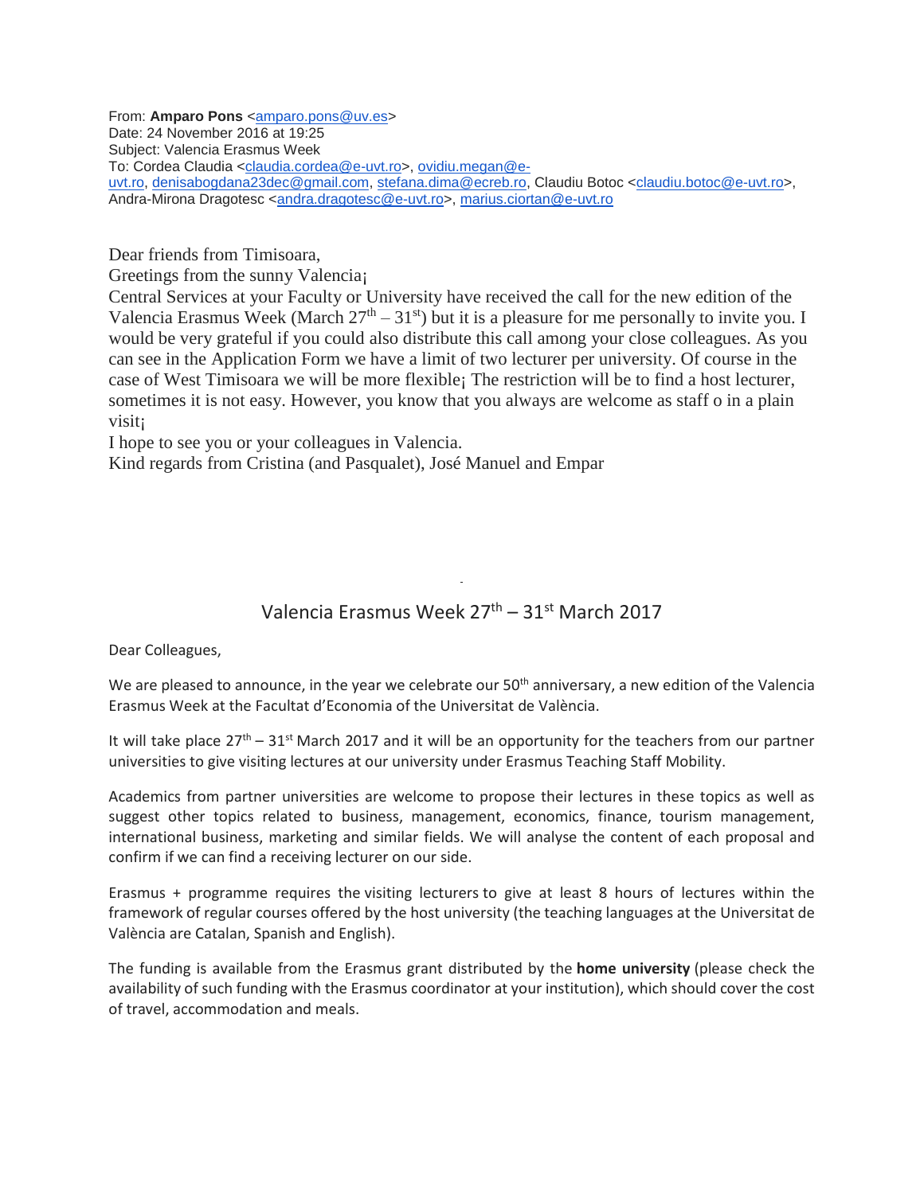From: **Amparo Pons** <amparo.pons@uv.es>
Date: 24 November 2016 at 19:25
Subject: Valencia Erasmus Week
To: Cordea Claudia <claudia.cordea@e-uvt.ro>, ovidiu.megan@e-uvt.ro, denisabogdana23dec@gmail.com, stefana.dima@ecreb.ro, Claudiu Botoc <claudiu.botoc@e-uvt.ro>, Andra-Mirona Dragotesc <andra.dragotesc@e-uvt.ro>, marius.ciortan@e-uvt.ro

Dear friends from Timisoara,
Greetings from the sunny Valencia¡
Central Services at your Faculty or University have received the call for the new edition of the Valencia Erasmus Week (March 27th – 31st) but it is a pleasure for me personally to invite you. I would be very grateful if you could also distribute this call among your close colleagues. As you can see in the Application Form we have a limit of two lecturer per university. Of course in the case of West Timisoara we will be more flexible¡ The restriction will be to find a host lecturer, sometimes it is not easy. However, you know that you always are welcome as staff o in a plain visit¡
I hope to see you or your colleagues in Valencia.
Kind regards from Cristina (and Pasqualet), José Manuel and Empar

## Valencia Erasmus Week 27th – 31st March 2017

Dear Colleagues,

We are pleased to announce, in the year we celebrate our 50th anniversary, a new edition of the Valencia Erasmus Week at the Facultat d'Economia of the Universitat de València.

It will take place 27th – 31st March 2017 and it will be an opportunity for the teachers from our partner universities to give visiting lectures at our university under Erasmus Teaching Staff Mobility.

Academics from partner universities are welcome to propose their lectures in these topics as well as suggest other topics related to business, management, economics, finance, tourism management, international business, marketing and similar fields. We will analyse the content of each proposal and confirm if we can find a receiving lecturer on our side.

Erasmus + programme requires the visiting lecturers to give at least 8 hours of lectures within the framework of regular courses offered by the host university (the teaching languages at the Universitat de València are Catalan, Spanish and English).

The funding is available from the Erasmus grant distributed by the **home university** (please check the availability of such funding with the Erasmus coordinator at your institution), which should cover the cost of travel, accommodation and meals.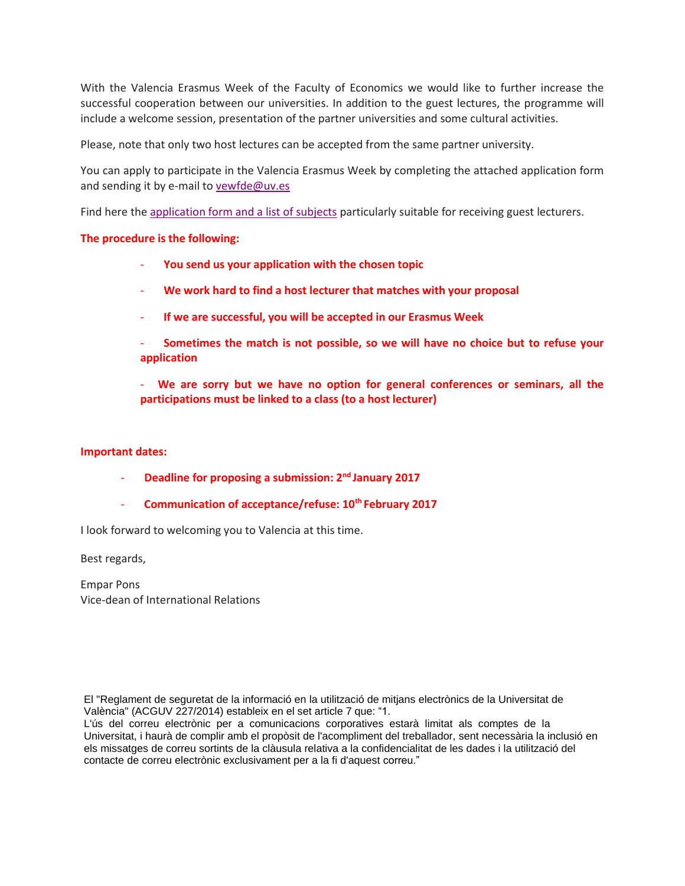With the Valencia Erasmus Week of the Faculty of Economics we would like to further increase the successful cooperation between our universities. In addition to the guest lectures, the programme will include a welcome session, presentation of the partner universities and some cultural activities.

Please, note that only two host lectures can be accepted from the same partner university.

You can apply to participate in the Valencia Erasmus Week by completing the attached application form and sending it by e-mail to vewfde@uv.es

Find here the application form and a list of subjects particularly suitable for receiving guest lecturers.

**The procedure is the following:**

- **You send us your application with the chosen topic**
- **We work hard to find a host lecturer that matches with your proposal**
- **If we are successful, you will be accepted in our Erasmus Week**
- **Sometimes the match is not possible, so we will have no choice but to refuse your application**
- **We are sorry but we have no option for general conferences or seminars, all the participations must be linked to a class (to a host lecturer)**

**Important dates:**

- **Deadline for proposing a submission: 2nd January 2017**
- **Communication of acceptance/refuse: 10th February 2017**

I look forward to welcoming you to Valencia at this time.

Best regards,

Empar Pons
Vice-dean of International Relations

El "Reglament de seguretat de la informació en la utilització de mitjans electrònics de la Universitat de València" (ACGUV 227/2014) estableix en el set article 7 que: "1.
L'ús del correu electrònic per a comunicacions corporatives estarà limitat als comptes de la Universitat, i haurà de complir amb el propòsit de l'acompliment del treballador, sent necessària la inclusió en els missatges de correu sortints de la clàusula relativa a la confidencialitat de les dades i la utilització del contacte de correu electrònic exclusivament per a la fi d'aquest correu."